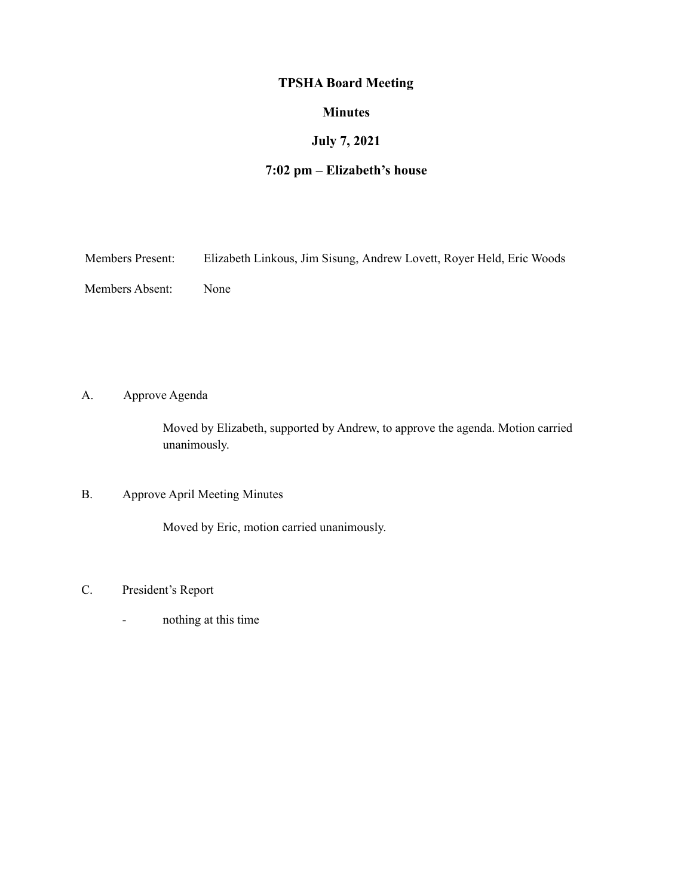# TPSHA Board Meeting

## Minutes

## July 7, 2021

## 7:02 pm – Elizabeth's house

Members Present: Elizabeth Linkous, Jim Sisung, Andrew Lovett, Royer Held, Eric Woods

Members Absent: None

A. Approve Agenda

Moved by Elizabeth, supported by Andrew, to approve the agenda. Motion carried unanimously.

B. Approve April Meeting Minutes

Moved by Eric, motion carried unanimously.

C. President's Report

- nothing at this time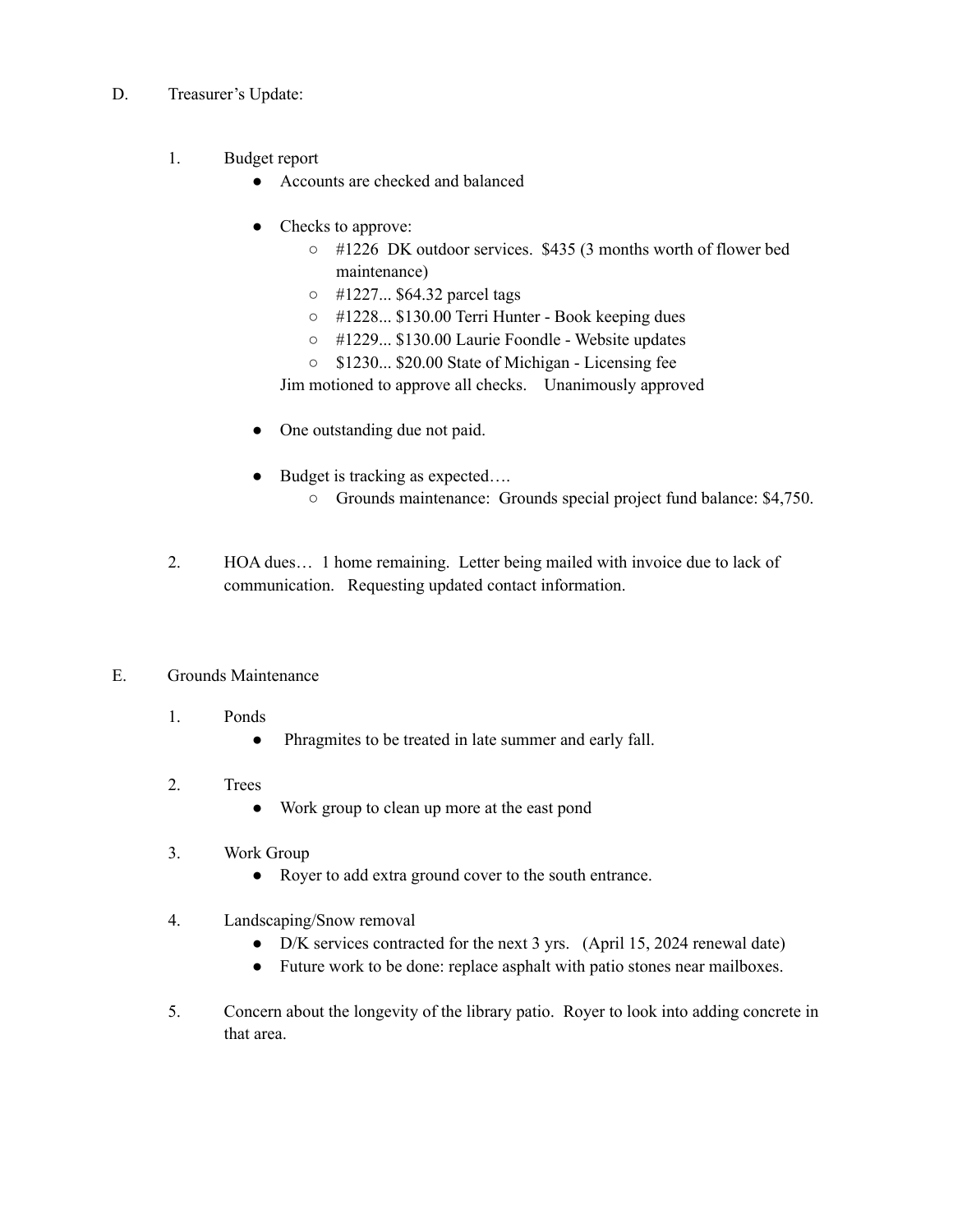D. Treasurer's Update:

1. Budget report
   - Accounts are checked and balanced

   - Checks to approve:
     - #1226 DK outdoor services. $435 (3 months worth of flower bed maintenance)
     - #1227... $64.32 parcel tags
     - #1228... $130.00 Terri Hunter - Book keeping dues
     - #1229... $130.00 Laurie Foondle - Website updates
     - $1230... $20.00 State of Michigan - Licensing fee

     Jim motioned to approve all checks. Unanimously approved

   - One outstanding due not paid.

   - Budget is tracking as expected….
     - Grounds maintenance: Grounds special project fund balance: $4,750.

2. HOA dues… 1 home remaining. Letter being mailed with invoice due to lack of communication. Requesting updated contact information.

E. Grounds Maintenance

1. Ponds
   - Phragmites to be treated in late summer and early fall.

2. Trees
   - Work group to clean up more at the east pond

3. Work Group
   - Royer to add extra ground cover to the south entrance.

4. Landscaping/Snow removal
   - D/K services contracted for the next 3 yrs. (April 15, 2024 renewal date)
   - Future work to be done: replace asphalt with patio stones near mailboxes.

5. Concern about the longevity of the library patio. Royer to look into adding concrete in that area.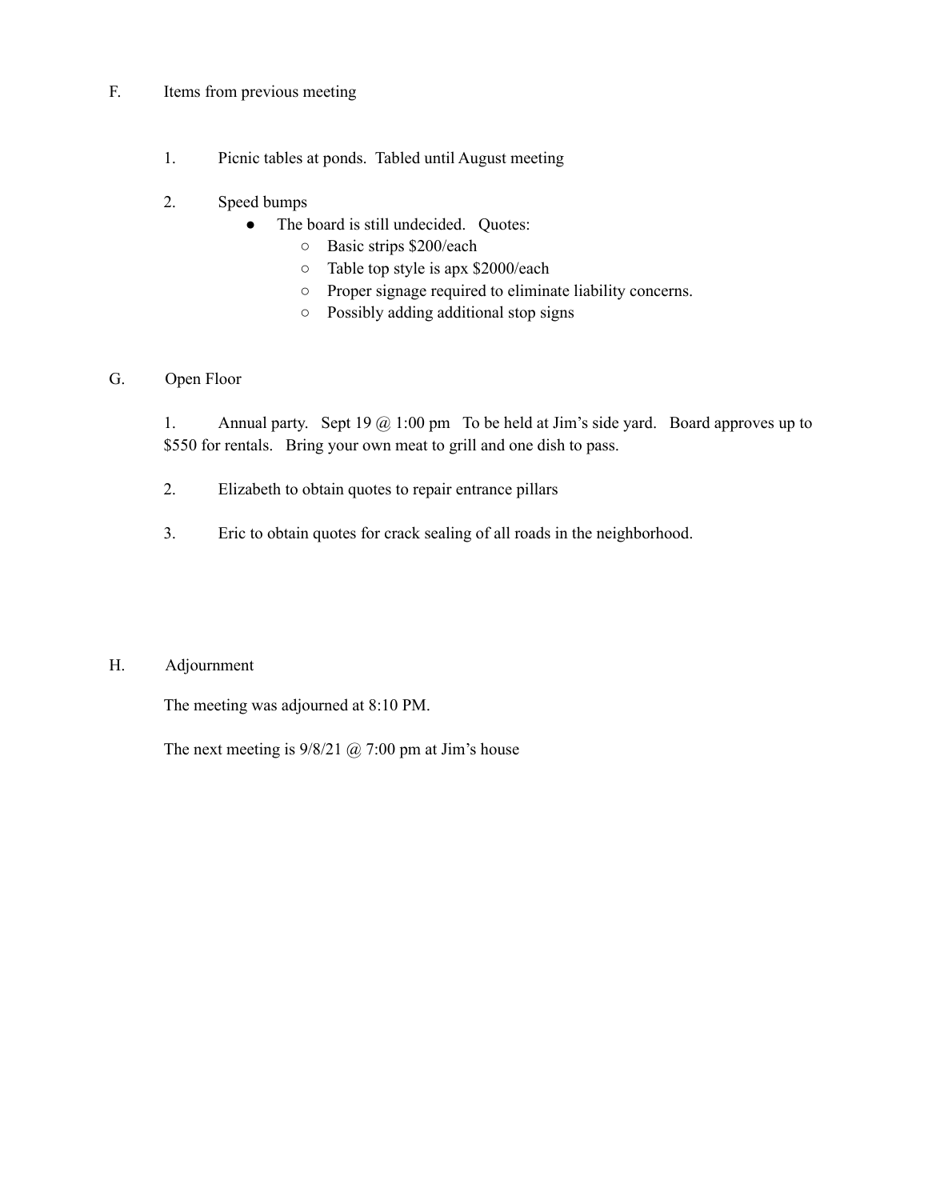F. Items from previous meeting

1. Picnic tables at ponds. Tabled until August meeting

2. Speed bumps
   - The board is still undecided. Quotes:
     - Basic strips $200/each
     - Table top style is apx $2000/each
     - Proper signage required to eliminate liability concerns.
     - Possibly adding additional stop signs

G. Open Floor

1. Annual party. Sept 19 @ 1:00 pm To be held at Jim's side yard. Board approves up to $550 for rentals. Bring your own meat to grill and one dish to pass.

2. Elizabeth to obtain quotes to repair entrance pillars

3. Eric to obtain quotes for crack sealing of all roads in the neighborhood.

H. Adjournment

The meeting was adjourned at 8:10 PM.

The next meeting is 9/8/21 @ 7:00 pm at Jim's house